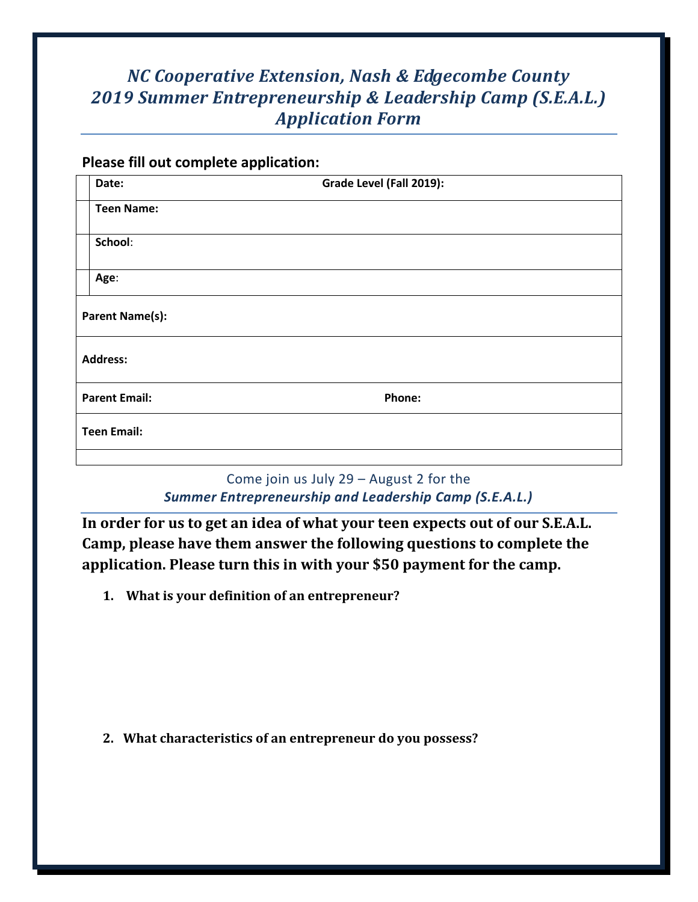# *NC Cooperative Extension, Nash & Edgecombe County*
# *2019 Summer Entrepreneurship & Leadership Camp (S.E.A.L.)*
# *Application Form*

**Please fill out complete application:**

| | |
|---|---|
| **Date:** | **Grade Level (Fall 2019):** |
| **Teen Name:** | |
| **School**: | |
| **Age**: | |
| **Parent Name(s):** | |
| **Address:** | |
| **Parent Email:** | **Phone:** |
| **Teen Email:** | |
| | |

Come join us July 29 – August 2 for the

***Summer Entrepreneurship and Leadership Camp (S.E.A.L.)***

**In order for us to get an idea of what your teen expects out of our S.E.A.L. Camp, please have them answer the following questions to complete the application. Please turn this in with your $50 payment for the camp.**

1. **What is your definition of an entrepreneur?**

2. **What characteristics of an entrepreneur do you possess?**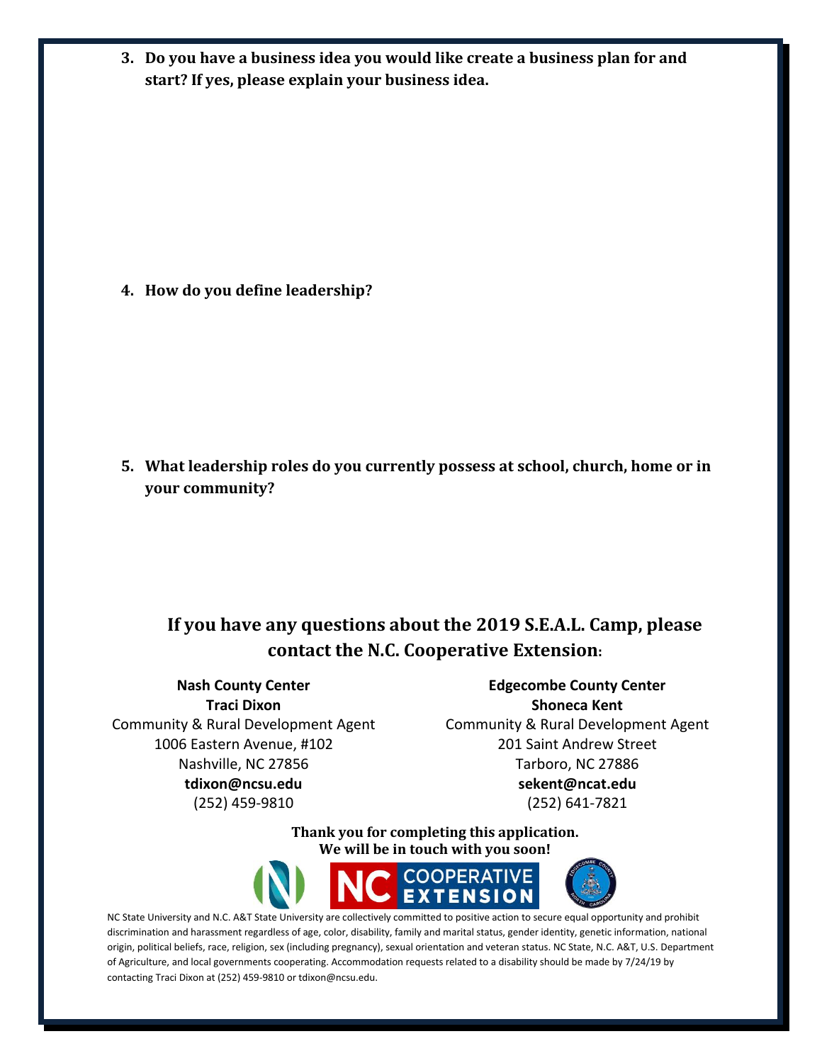3. **Do you have a business idea you would like create a business plan for and start? If yes, please explain your business idea.**

4. **How do you define leadership?**

5. **What leadership roles do you currently possess at school, church, home or in your community?**

## If you have any questions about the 2019 S.E.A.L. Camp, please contact the N.C. Cooperative Extension:

**Nash County Center**
**Traci Dixon**
Community & Rural Development Agent
1006 Eastern Avenue, #102
Nashville, NC 27856
**tdixon@ncsu.edu**
(252) 459-9810

**Edgecombe County Center**
**Shoneca Kent**
Community & Rural Development Agent
201 Saint Andrew Street
Tarboro, NC 27886
**sekent@ncat.edu**
(252) 641-7821

**Thank you for completing this application.**
**We will be in touch with you soon!**

NC State University and N.C. A&T State University are collectively committed to positive action to secure equal opportunity and prohibit discrimination and harassment regardless of age, color, disability, family and marital status, gender identity, genetic information, national origin, political beliefs, race, religion, sex (including pregnancy), sexual orientation and veteran status. NC State, N.C. A&T, U.S. Department of Agriculture, and local governments cooperating. Accommodation requests related to a disability should be made by 7/24/19 by contacting Traci Dixon at (252) 459-9810 or tdixon@ncsu.edu.